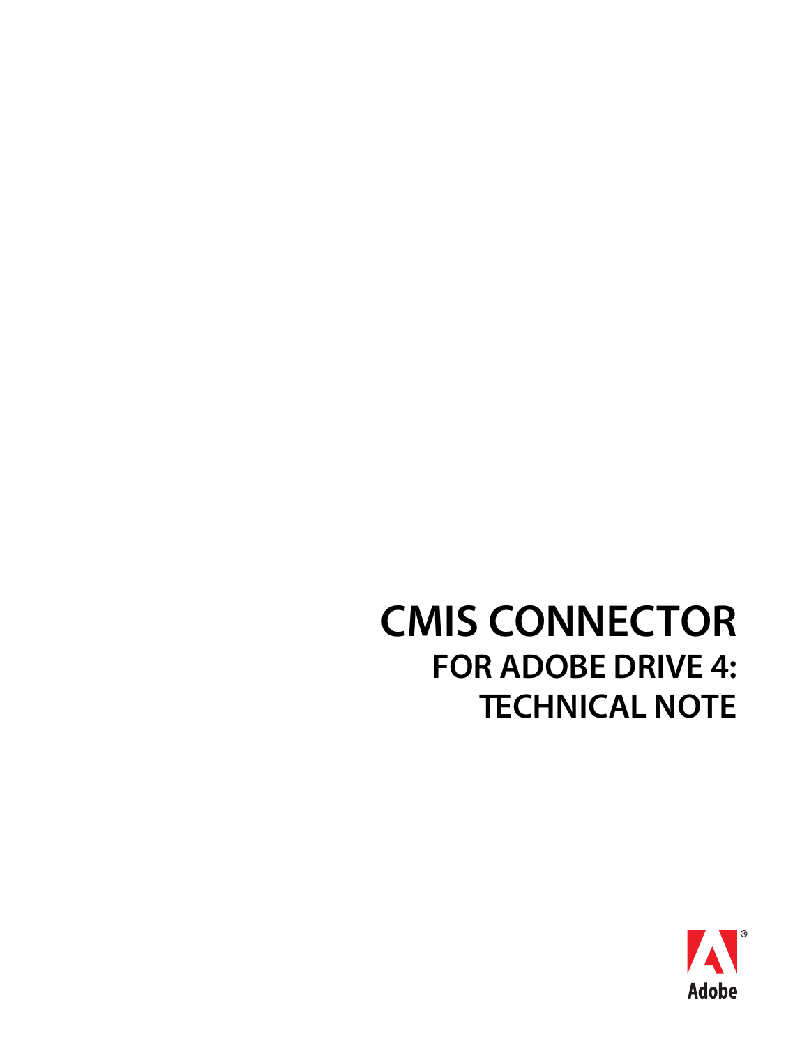# CMIS CONNECTOR

## FOR ADOBE DRIVE 4: TECHNICAL NOTE

Adobe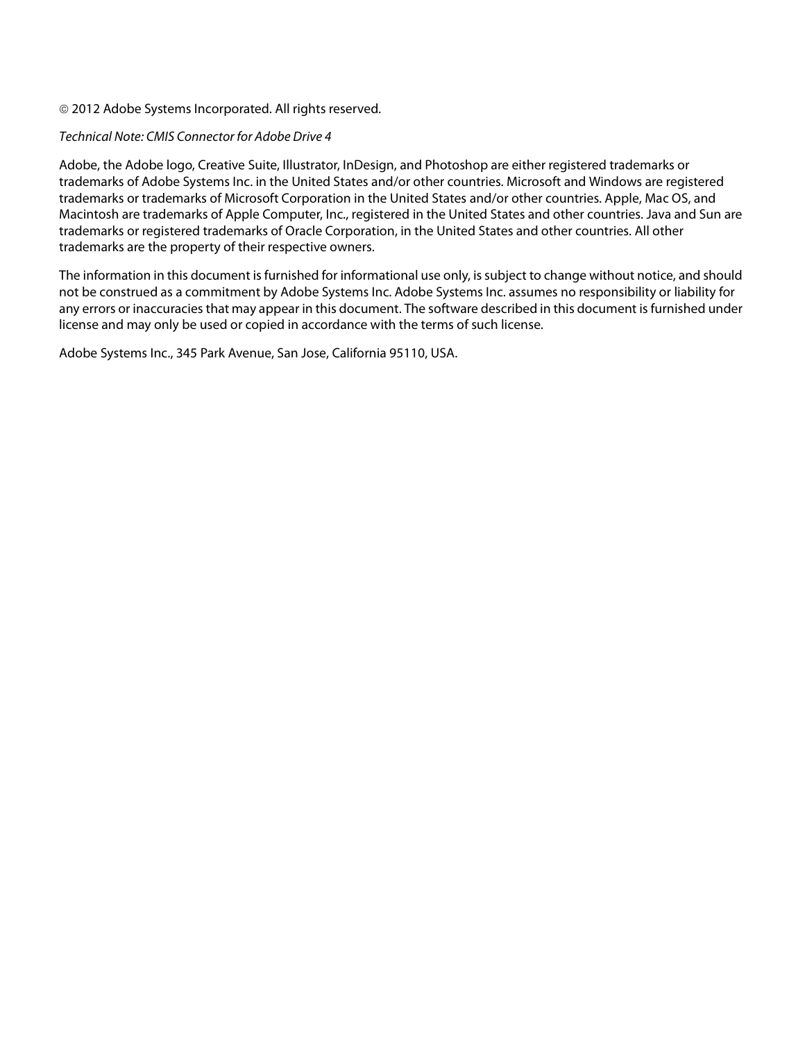© 2012 Adobe Systems Incorporated. All rights reserved.

*Technical Note: CMIS Connector for Adobe Drive 4*

Adobe, the Adobe logo, Creative Suite, Illustrator, InDesign, and Photoshop are either registered trademarks or trademarks of Adobe Systems Inc. in the United States and/or other countries. Microsoft and Windows are registered trademarks or trademarks of Microsoft Corporation in the United States and/or other countries. Apple, Mac OS, and Macintosh are trademarks of Apple Computer, Inc., registered in the United States and other countries. Java and Sun are trademarks or registered trademarks of Oracle Corporation, in the United States and other countries. All other trademarks are the property of their respective owners.

The information in this document is furnished for informational use only, is subject to change without notice, and should not be construed as a commitment by Adobe Systems Inc. Adobe Systems Inc. assumes no responsibility or liability for any errors or inaccuracies that may appear in this document. The software described in this document is furnished under license and may only be used or copied in accordance with the terms of such license.

Adobe Systems Inc., 345 Park Avenue, San Jose, California 95110, USA.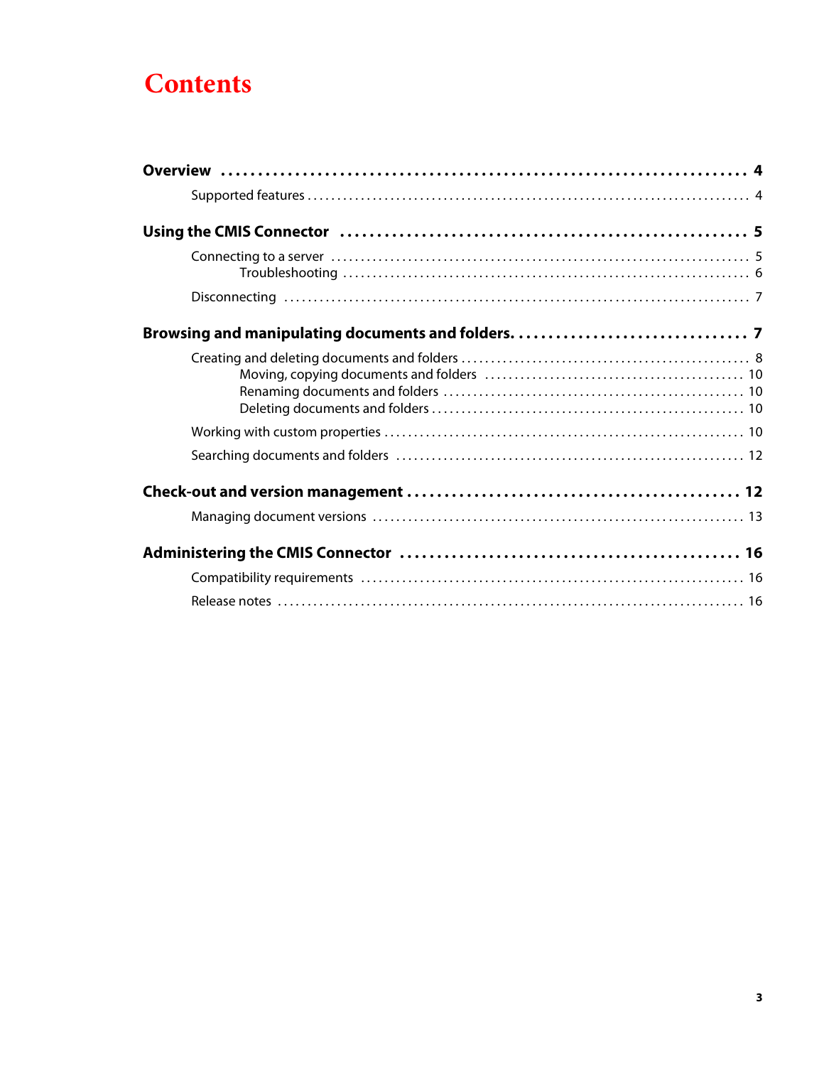# Contents

**Overview** . . . . . . . . . . . . . . . . . . . . . . . . . . . . . . . . . . . . . . . . . . . . . . . . . . . . . . . . . . . . . . . . . **4**

- Supported features . . . . . . . . . . . . . . . . . . . . . . . . . . . . . . . . . . . . . . . . . . . . . . . . . . . . . . . . . . . . . . 4

**Using the CMIS Connector** . . . . . . . . . . . . . . . . . . . . . . . . . . . . . . . . . . . . . . . . . . . . . . . . . . . . . **5**

- Connecting to a server . . . . . . . . . . . . . . . . . . . . . . . . . . . . . . . . . . . . . . . . . . . . . . . . . . . . . . . . . . . . 5
  - Troubleshooting . . . . . . . . . . . . . . . . . . . . . . . . . . . . . . . . . . . . . . . . . . . . . . . . . . . . . . . . . . . . 6
- Disconnecting . . . . . . . . . . . . . . . . . . . . . . . . . . . . . . . . . . . . . . . . . . . . . . . . . . . . . . . . . . . . . . . . . . 7

**Browsing and manipulating documents and folders.** . . . . . . . . . . . . . . . . . . . . . . . . . . . . . . . **7**

- Creating and deleting documents and folders . . . . . . . . . . . . . . . . . . . . . . . . . . . . . . . . . . . . . . . . . . 8
  - Moving, copying documents and folders . . . . . . . . . . . . . . . . . . . . . . . . . . . . . . . . . . . . . . . . . . 10
  - Renaming documents and folders . . . . . . . . . . . . . . . . . . . . . . . . . . . . . . . . . . . . . . . . . . . . . . . 10
  - Deleting documents and folders . . . . . . . . . . . . . . . . . . . . . . . . . . . . . . . . . . . . . . . . . . . . . . . . 10
- Working with custom properties . . . . . . . . . . . . . . . . . . . . . . . . . . . . . . . . . . . . . . . . . . . . . . . . . . . 10
- Searching documents and folders . . . . . . . . . . . . . . . . . . . . . . . . . . . . . . . . . . . . . . . . . . . . . . . . . . 12

**Check-out and version management** . . . . . . . . . . . . . . . . . . . . . . . . . . . . . . . . . . . . . . . . . . . . **12**

- Managing document versions . . . . . . . . . . . . . . . . . . . . . . . . . . . . . . . . . . . . . . . . . . . . . . . . . . . . . . 13

**Administering the CMIS Connector** . . . . . . . . . . . . . . . . . . . . . . . . . . . . . . . . . . . . . . . . . . . . . **16**

- Compatibility requirements . . . . . . . . . . . . . . . . . . . . . . . . . . . . . . . . . . . . . . . . . . . . . . . . . . . . . . . 16
- Release notes . . . . . . . . . . . . . . . . . . . . . . . . . . . . . . . . . . . . . . . . . . . . . . . . . . . . . . . . . . . . . . . . . . 16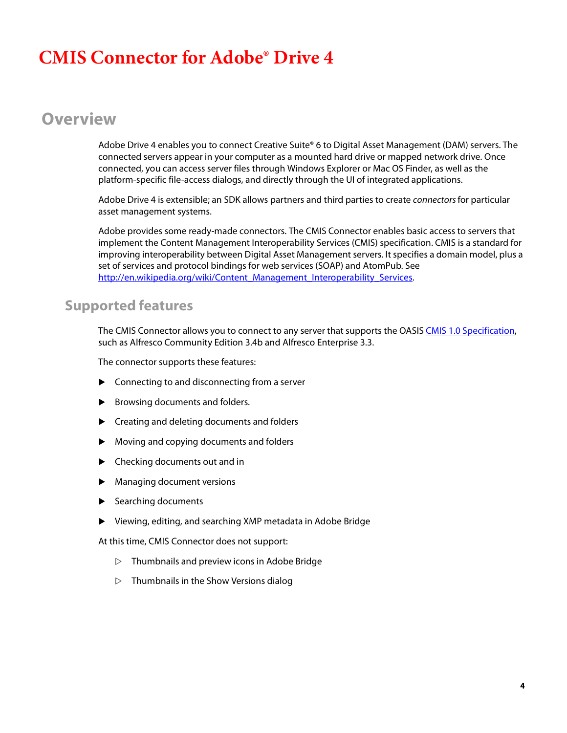# CMIS Connector for Adobe® Drive 4

## Overview

Adobe Drive 4 enables you to connect Creative Suite® 6 to Digital Asset Management (DAM) servers. The connected servers appear in your computer as a mounted hard drive or mapped network drive. Once connected, you can access server files through Windows Explorer or Mac OS Finder, as well as the platform-specific file-access dialogs, and directly through the UI of integrated applications.

Adobe Drive 4 is extensible; an SDK allows partners and third parties to create *connectors* for particular asset management systems.

Adobe provides some ready-made connectors. The CMIS Connector enables basic access to servers that implement the Content Management Interoperability Services (CMIS) specification. CMIS is a standard for improving interoperability between Digital Asset Management servers. It specifies a domain model, plus a set of services and protocol bindings for web services (SOAP) and AtomPub. See [http://en.wikipedia.org/wiki/Content_Management_Interoperability_Services](http://en.wikipedia.org/wiki/Content_Management_Interoperability_Services).

### Supported features

The CMIS Connector allows you to connect to any server that supports the OASIS CMIS 1.0 Specification, such as Alfresco Community Edition 3.4b and Alfresco Enterprise 3.3.

The connector supports these features:

- Connecting to and disconnecting from a server
- Browsing documents and folders.
- Creating and deleting documents and folders
- Moving and copying documents and folders
- Checking documents out and in
- Managing document versions
- Searching documents
- Viewing, editing, and searching XMP metadata in Adobe Bridge

At this time, CMIS Connector does not support:

  - Thumbnails and preview icons in Adobe Bridge
  - Thumbnails in the Show Versions dialog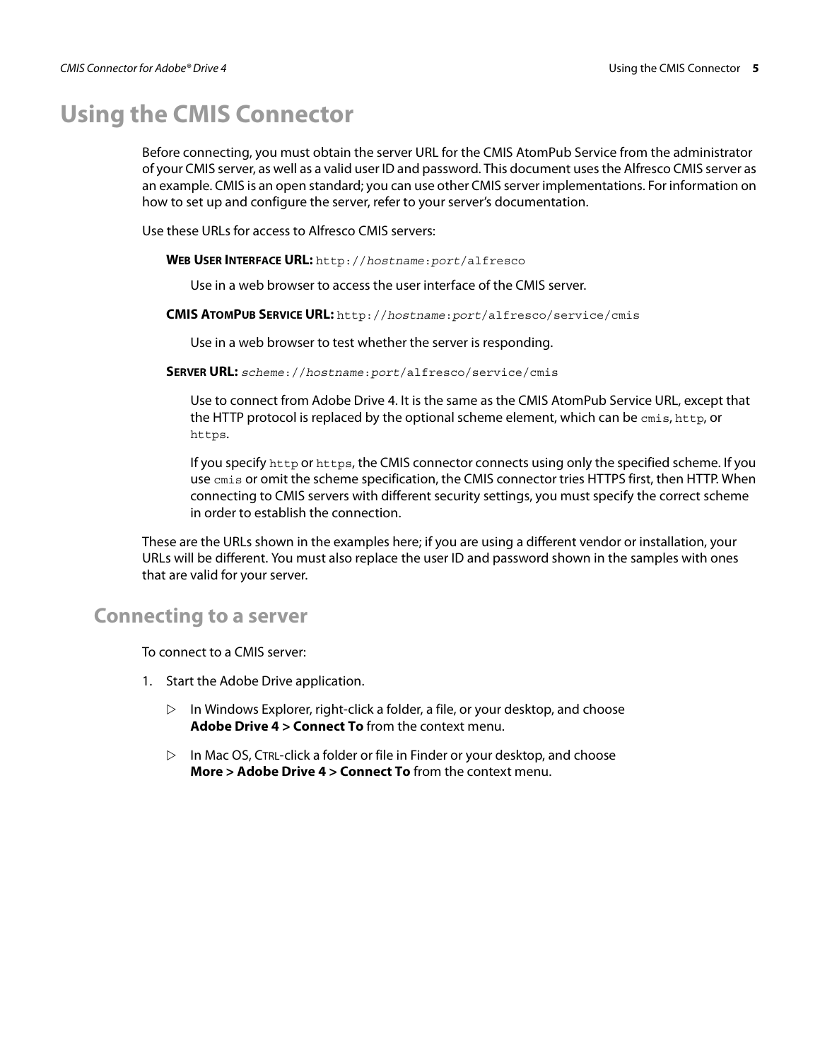# Using the CMIS Connector

Before connecting, you must obtain the server URL for the CMIS AtomPub Service from the administrator of your CMIS server, as well as a valid user ID and password. This document uses the Alfresco CMIS server as an example. CMIS is an open standard; you can use other CMIS server implementations. For information on how to set up and configure the server, refer to your server's documentation.

Use these URLs for access to Alfresco CMIS servers:

**WEB USER INTERFACE URL:** `http://`*`hostname`*`:`*`port`*`/alfresco`

Use in a web browser to access the user interface of the CMIS server.

**CMIS ATOMPUB SERVICE URL:** `http://`*`hostname`*`:`*`port`*`/alfresco/service/cmis`

Use in a web browser to test whether the server is responding.

**SERVER URL:** *`scheme`*`://`*`hostname`*`:`*`port`*`/alfresco/service/cmis`

Use to connect from Adobe Drive 4. It is the same as the CMIS AtomPub Service URL, except that the HTTP protocol is replaced by the optional scheme element, which can be `cmis`, `http`, or `https`.

If you specify `http` or `https`, the CMIS connector connects using only the specified scheme. If you use `cmis` or omit the scheme specification, the CMIS connector tries HTTPS first, then HTTP. When connecting to CMIS servers with different security settings, you must specify the correct scheme in order to establish the connection.

These are the URLs shown in the examples here; if you are using a different vendor or installation, your URLs will be different. You must also replace the user ID and password shown in the samples with ones that are valid for your server.

## Connecting to a server

To connect to a CMIS server:

1. Start the Adobe Drive application.

   - In Windows Explorer, right-click a folder, a file, or your desktop, and choose **Adobe Drive 4 > Connect To** from the context menu.

   - In Mac OS, CTRL-click a folder or file in Finder or your desktop, and choose **More > Adobe Drive 4 > Connect To** from the context menu.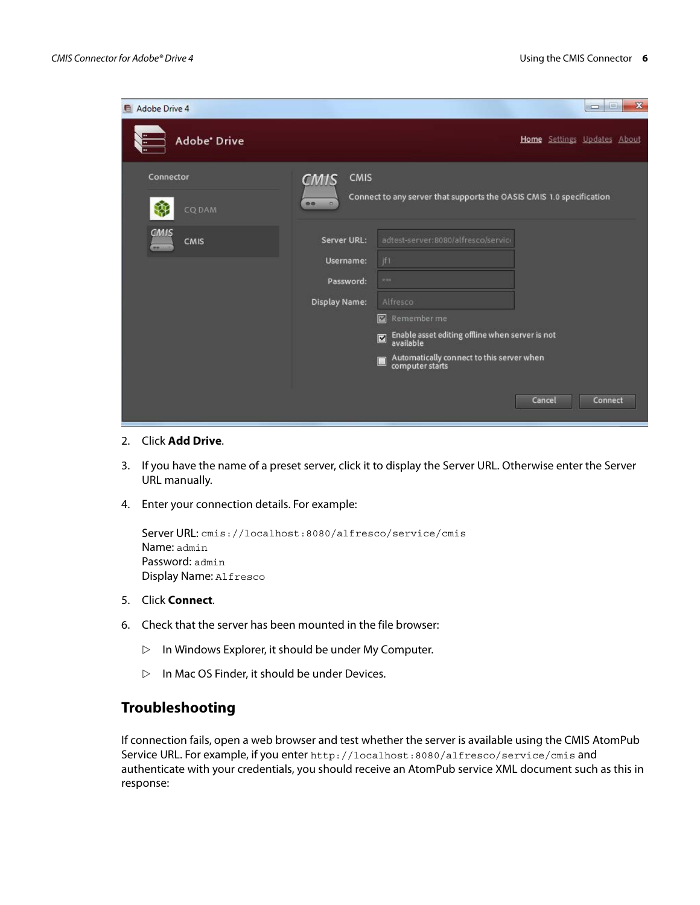2. Click **Add Drive**.

3. If you have the name of a preset server, click it to display the Server URL. Otherwise enter the Server URL manually.

4. Enter your connection details. For example:

   Server URL: `cmis://localhost:8080/alfresco/service/cmis`
   Name: `admin`
   Password: `admin`
   Display Name: `Alfresco`

5. Click **Connect**.

6. Check that the server has been mounted in the file browser:

   ▷ In Windows Explorer, it should be under My Computer.

   ▷ In Mac OS Finder, it should be under Devices.

## Troubleshooting

If connection fails, open a web browser and test whether the server is available using the CMIS AtomPub Service URL. For example, if you enter `http://localhost:8080/alfresco/service/cmis` and authenticate with your credentials, you should receive an AtomPub service XML document such as this in response: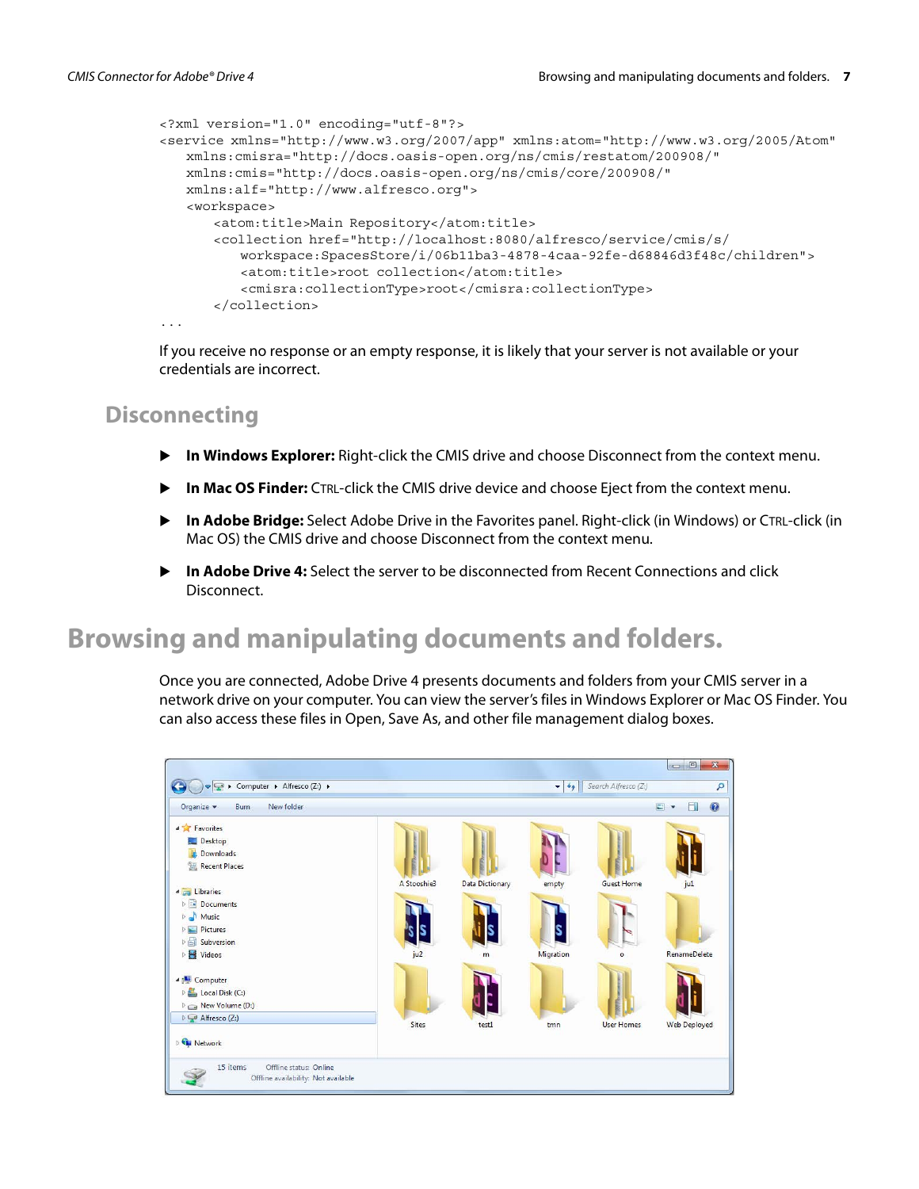```
<?xml version="1.0" encoding="utf-8"?>
<service xmlns="http://www.w3.org/2007/app" xmlns:atom="http://www.w3.org/2005/Atom"
    xmlns:cmisra="http://docs.oasis-open.org/ns/cmis/restatom/200908/"
    xmlns:cmis="http://docs.oasis-open.org/ns/cmis/core/200908/"
    xmlns:alf="http://www.alfresco.org">
    <workspace>
        <atom:title>Main Repository</atom:title>
        <collection href="http://localhost:8080/alfresco/service/cmis/s/
            workspace:SpacesStore/i/06b11ba3-4878-4caa-92fe-d68846d3f48c/children">
            <atom:title>root collection</atom:title>
            <cmisra:collectionType>root</cmisra:collectionType>
        </collection>
...
```

If you receive no response or an empty response, it is likely that your server is not available or your credentials are incorrect.

## Disconnecting

- **In Windows Explorer:** Right-click the CMIS drive and choose Disconnect from the context menu.
- **In Mac OS Finder:** CTRL-click the CMIS drive device and choose Eject from the context menu.
- **In Adobe Bridge:** Select Adobe Drive in the Favorites panel. Right-click (in Windows) or CTRL-click (in Mac OS) the CMIS drive and choose Disconnect from the context menu.
- **In Adobe Drive 4:** Select the server to be disconnected from Recent Connections and click Disconnect.

# Browsing and manipulating documents and folders.

Once you are connected, Adobe Drive 4 presents documents and folders from your CMIS server in a network drive on your computer. You can view the server's files in Windows Explorer or Mac OS Finder. You can also access these files in Open, Save As, and other file management dialog boxes.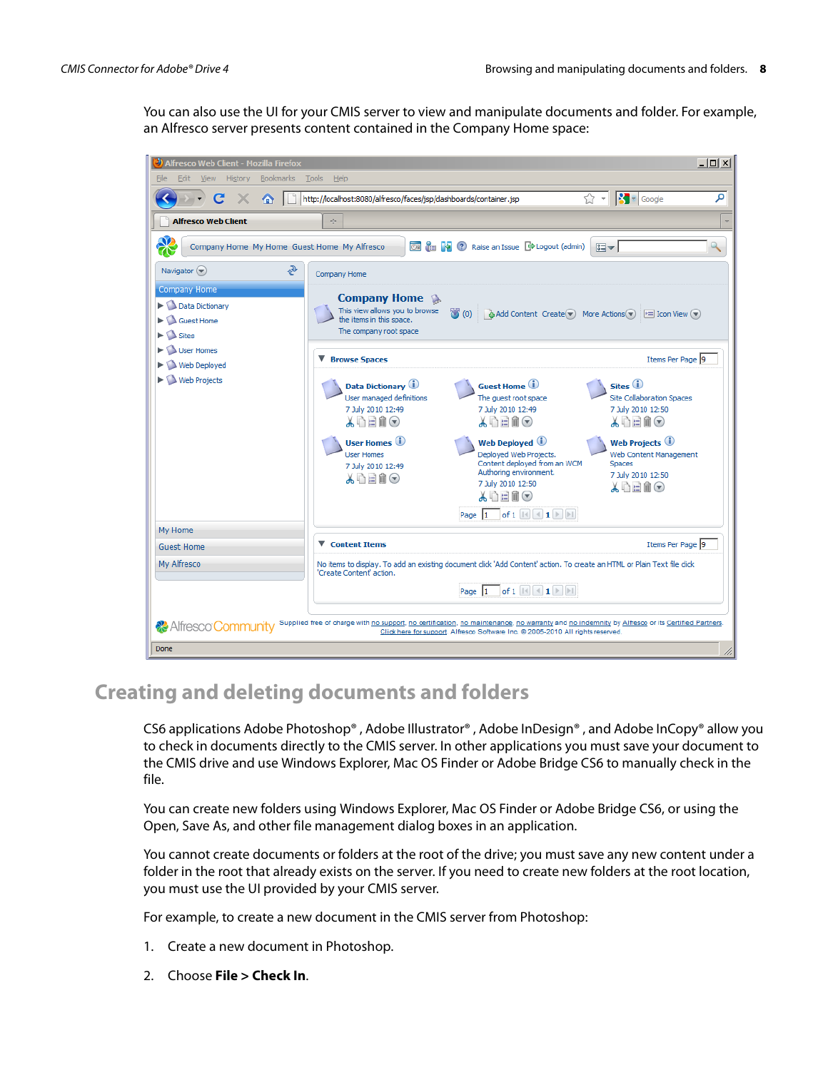You can also use the UI for your CMIS server to view and manipulate documents and folder. For example, an Alfresco server presents content contained in the Company Home space:

## Creating and deleting documents and folders

CS6 applications Adobe Photoshop® , Adobe Illustrator® , Adobe InDesign® , and Adobe InCopy® allow you to check in documents directly to the CMIS server. In other applications you must save your document to the CMIS drive and use Windows Explorer, Mac OS Finder or Adobe Bridge CS6 to manually check in the file.

You can create new folders using Windows Explorer, Mac OS Finder or Adobe Bridge CS6, or using the Open, Save As, and other file management dialog boxes in an application.

You cannot create documents or folders at the root of the drive; you must save any new content under a folder in the root that already exists on the server. If you need to create new folders at the root location, you must use the UI provided by your CMIS server.

For example, to create a new document in the CMIS server from Photoshop:

1. Create a new document in Photoshop.
2. Choose **File > Check In**.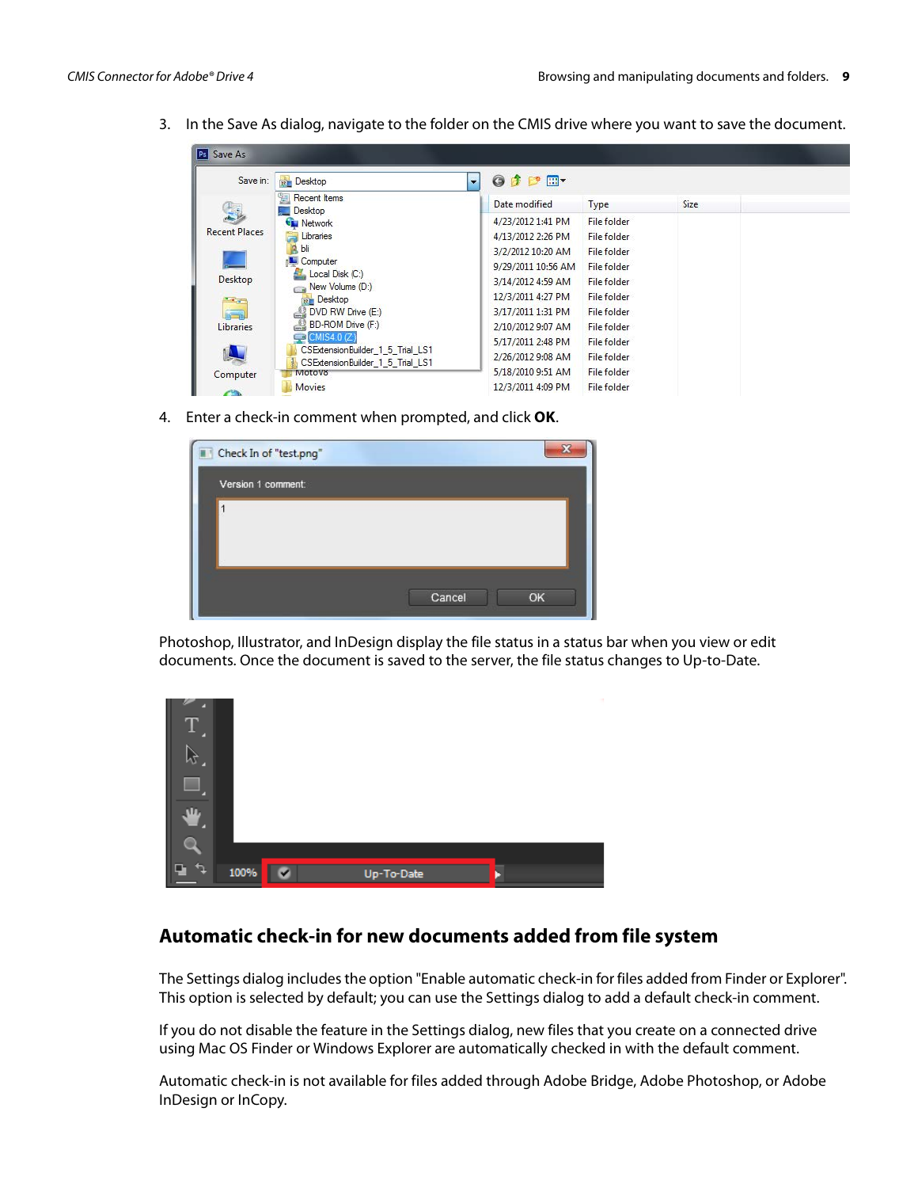3. In the Save As dialog, navigate to the folder on the CMIS drive where you want to save the document.

4. Enter a check-in comment when prompted, and click **OK**.

Photoshop, Illustrator, and InDesign display the file status in a status bar when you view or edit documents. Once the document is saved to the server, the file status changes to Up-to-Date.

## Automatic check-in for new documents added from file system

The Settings dialog includes the option "Enable automatic check-in for files added from Finder or Explorer". This option is selected by default; you can use the Settings dialog to add a default check-in comment.

If you do not disable the feature in the Settings dialog, new files that you create on a connected drive using Mac OS Finder or Windows Explorer are automatically checked in with the default comment.

Automatic check-in is not available for files added through Adobe Bridge, Adobe Photoshop, or Adobe InDesign or InCopy.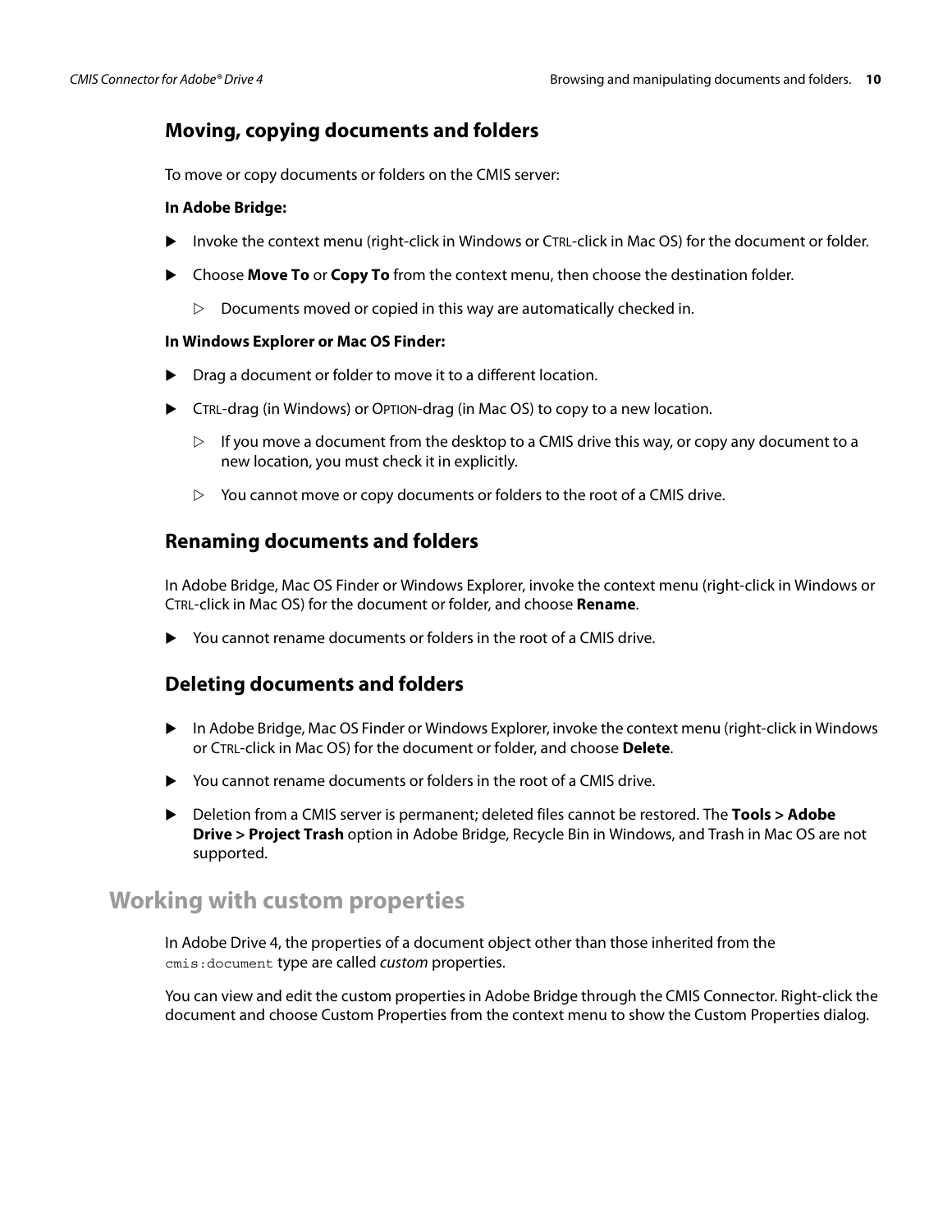### Moving, copying documents and folders

To move or copy documents or folders on the CMIS server:

**In Adobe Bridge:**

- Invoke the context menu (right-click in Windows or CTRL-click in Mac OS) for the document or folder.
- Choose **Move To** or **Copy To** from the context menu, then choose the destination folder.
  - Documents moved or copied in this way are automatically checked in.

**In Windows Explorer or Mac OS Finder:**

- Drag a document or folder to move it to a different location.
- CTRL-drag (in Windows) or OPTION-drag (in Mac OS) to copy to a new location.
  - If you move a document from the desktop to a CMIS drive this way, or copy any document to a new location, you must check it in explicitly.
  - You cannot move or copy documents or folders to the root of a CMIS drive.

### Renaming documents and folders

In Adobe Bridge, Mac OS Finder or Windows Explorer, invoke the context menu (right-click in Windows or CTRL-click in Mac OS) for the document or folder, and choose **Rename**.

- You cannot rename documents or folders in the root of a CMIS drive.

### Deleting documents and folders

- In Adobe Bridge, Mac OS Finder or Windows Explorer, invoke the context menu (right-click in Windows or CTRL-click in Mac OS) for the document or folder, and choose **Delete**.
- You cannot rename documents or folders in the root of a CMIS drive.
- Deletion from a CMIS server is permanent; deleted files cannot be restored. The **Tools > Adobe Drive > Project Trash** option in Adobe Bridge, Recycle Bin in Windows, and Trash in Mac OS are not supported.

## Working with custom properties

In Adobe Drive 4, the properties of a document object other than those inherited from the `cmis:document` type are called *custom* properties.

You can view and edit the custom properties in Adobe Bridge through the CMIS Connector. Right-click the document and choose Custom Properties from the context menu to show the Custom Properties dialog.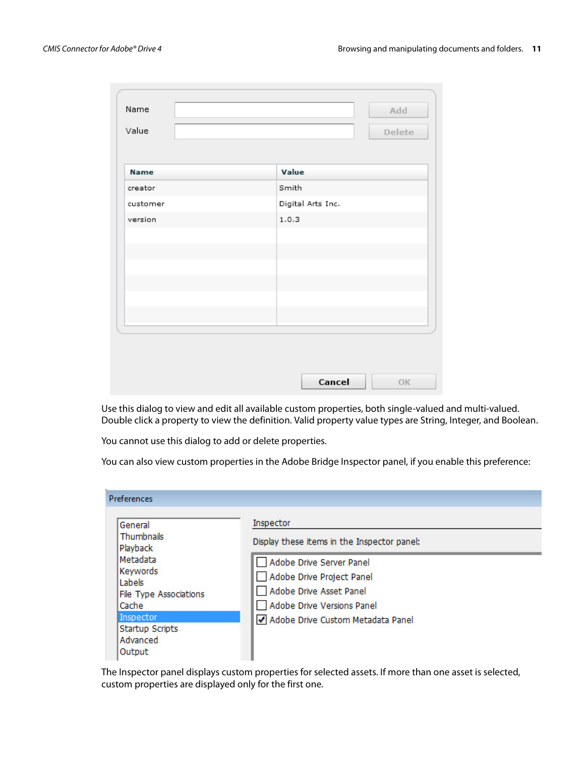| Name | Value |
| --- | --- |
| creator | Smith |
| customer | Digital Arts Inc. |
| version | 1.0.3 |

Use this dialog to view and edit all available custom properties, both single-valued and multi-valued. Double click a property to view the definition. Valid property value types are String, Integer, and Boolean.

You cannot use this dialog to add or delete properties.

You can also view custom properties in the Adobe Bridge Inspector panel, if you enable this preference:

The Inspector panel displays custom properties for selected assets. If more than one asset is selected, custom properties are displayed only for the first one.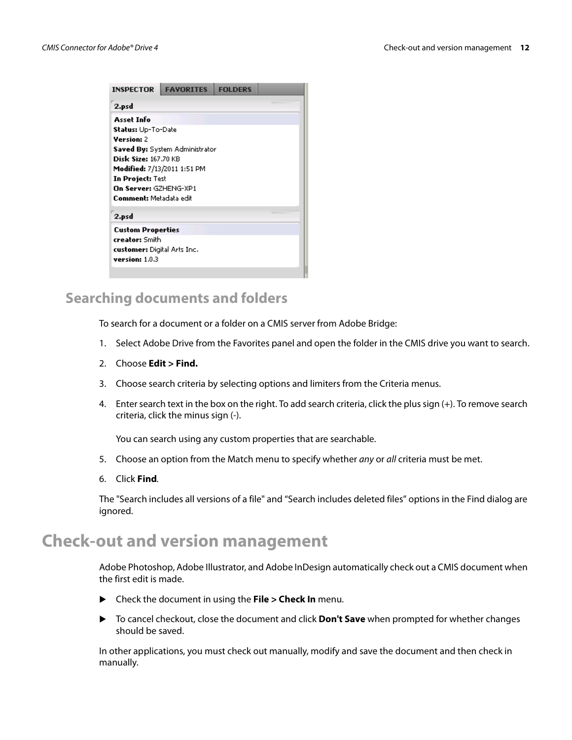## Searching documents and folders

To search for a document or a folder on a CMIS server from Adobe Bridge:

1. Select Adobe Drive from the Favorites panel and open the folder in the CMIS drive you want to search.
2. Choose **Edit > Find.**
3. Choose search criteria by selecting options and limiters from the Criteria menus.
4. Enter search text in the box on the right. To add search criteria, click the plus sign (+). To remove search criteria, click the minus sign (-).

   You can search using any custom properties that are searchable.
5. Choose an option from the Match menu to specify whether *any* or *all* criteria must be met.
6. Click **Find**.

The "Search includes all versions of a file" and "Search includes deleted files" options in the Find dialog are ignored.

# Check-out and version management

Adobe Photoshop, Adobe Illustrator, and Adobe InDesign automatically check out a CMIS document when the first edit is made.

- Check the document in using the **File > Check In** menu.
- To cancel checkout, close the document and click **Don't Save** when prompted for whether changes should be saved.

In other applications, you must check out manually, modify and save the document and then check in manually.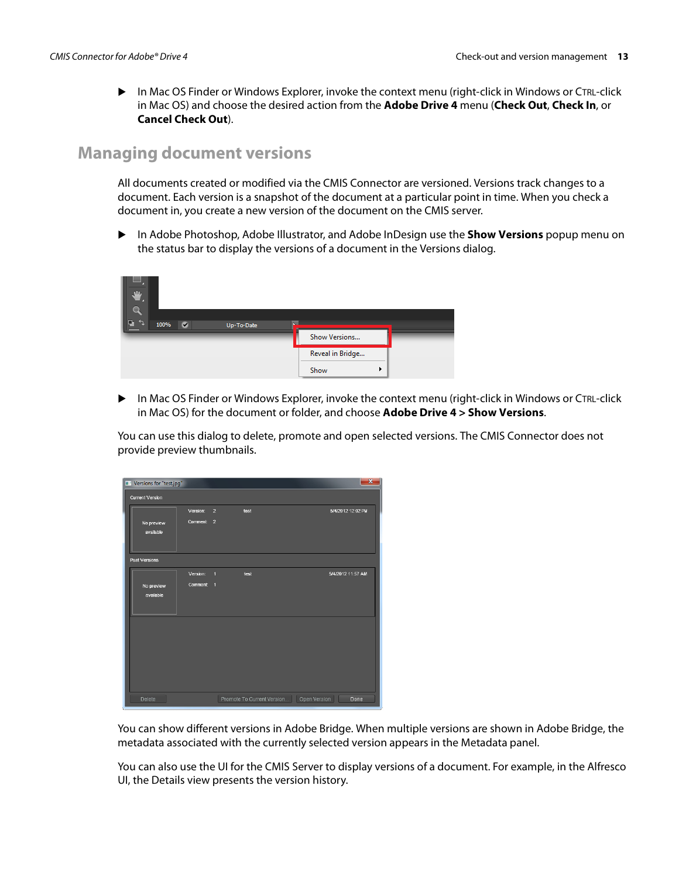- In Mac OS Finder or Windows Explorer, invoke the context menu (right-click in Windows or CTRL-click in Mac OS) and choose the desired action from the **Adobe Drive 4** menu (**Check Out**, **Check In**, or **Cancel Check Out**).

## Managing document versions

All documents created or modified via the CMIS Connector are versioned. Versions track changes to a document. Each version is a snapshot of the document at a particular point in time. When you check a document in, you create a new version of the document on the CMIS server.

- In Adobe Photoshop, Adobe Illustrator, and Adobe InDesign use the **Show Versions** popup menu on the status bar to display the versions of a document in the Versions dialog.

- In Mac OS Finder or Windows Explorer, invoke the context menu (right-click in Windows or CTRL-click in Mac OS) for the document or folder, and choose **Adobe Drive 4 > Show Versions**.

You can use this dialog to delete, promote and open selected versions. The CMIS Connector does not provide preview thumbnails.

You can show different versions in Adobe Bridge. When multiple versions are shown in Adobe Bridge, the metadata associated with the currently selected version appears in the Metadata panel.

You can also use the UI for the CMIS Server to display versions of a document. For example, in the Alfresco UI, the Details view presents the version history.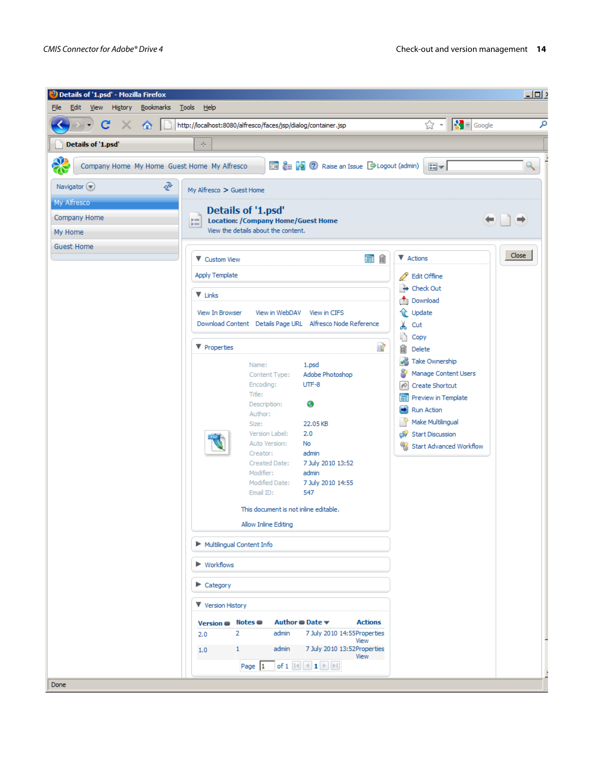Details of '1.psd' - Mozilla Firefox

File Edit View History Bookmarks Tools Help

http://localhost:8080/alfresco/faces/jsp/dialog/container.jsp

Details of '1.psd'

Company Home My Home Guest Home My Alfresco

Raise an Issue Logout (admin)

Navigator

- My Alfresco
- Company Home
- My Home
- Guest Home

My Alfresco > Guest Home

## Details of '1.psd'

**Location: /Company Home/Guest Home**

View the details about the content.

Close

**Custom View**

Apply Template

**Links**

View In Browser | View in WebDAV | View in CIFS
Download Content | Details Page URL | Alfresco Node Reference

**Properties**

| | |
|---|---|
| Name: | 1.psd |
| Content Type: | Adobe Photoshop |
| Encoding: | UTF-8 |
| Title: | |
| Description: | |
| Author: | |
| Size: | 22.05 KB |
| Version Label: | 2.0 |
| Auto Version: | No |
| Creator: | admin |
| Created Date: | 7 July 2010 13:52 |
| Modifier: | admin |
| Modified Date: | 7 July 2010 14:55 |
| Email ID: | 547 |

This document is not inline editable.

Allow Inline Editing

**Multilingual Content Info**

**Workflows**

**Category**

**Version History**

| Version | Notes | Author | Date | Actions |
|---|---|---|---|---|
| 2.0 | 2 | admin | 7 July 2010 14:55 | Properties View |
| 1.0 | 1 | admin | 7 July 2010 13:52 | Properties View |

Page 1 of 1

**Actions**

- Edit Offline
- Check Out
- Download
- Update
- Cut
- Copy
- Delete
- Take Ownership
- Manage Content Users
- Create Shortcut
- Preview in Template
- Run Action
- Make Multilingual
- Start Discussion
- Start Advanced Workflow

Done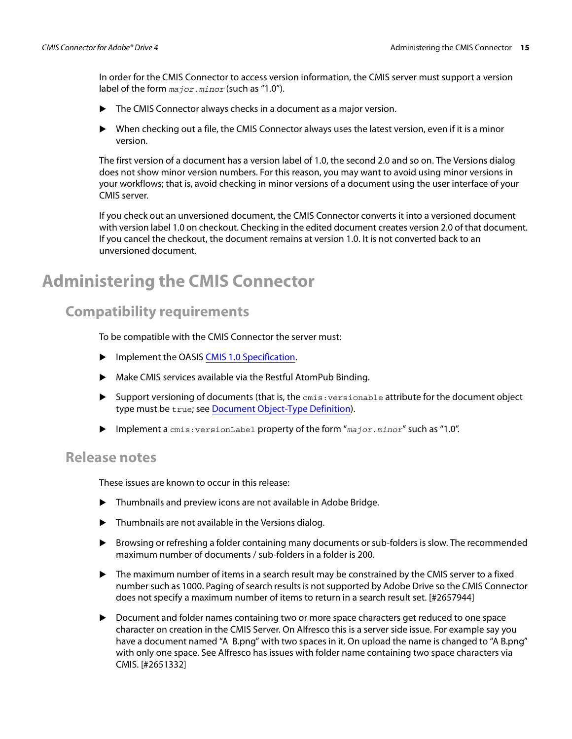In order for the CMIS Connector to access version information, the CMIS server must support a version label of the form `major.minor` (such as "1.0").

- The CMIS Connector always checks in a document as a major version.
- When checking out a file, the CMIS Connector always uses the latest version, even if it is a minor version.

The first version of a document has a version label of 1.0, the second 2.0 and so on. The Versions dialog does not show minor version numbers. For this reason, you may want to avoid using minor versions in your workflows; that is, avoid checking in minor versions of a document using the user interface of your CMIS server.

If you check out an unversioned document, the CMIS Connector converts it into a versioned document with version label 1.0 on checkout. Checking in the edited document creates version 2.0 of that document. If you cancel the checkout, the document remains at version 1.0. It is not converted back to an unversioned document.

# Administering the CMIS Connector

## Compatibility requirements

To be compatible with the CMIS Connector the server must:

- Implement the OASIS [CMIS 1.0 Specification](#).
- Make CMIS services available via the Restful AtomPub Binding.
- Support versioning of documents (that is, the `cmis:versionable` attribute for the document object type must be `true`; see [Document Object-Type Definition](#)).
- Implement a `cmis:versionLabel` property of the form "`major.minor`" such as "1.0".

## Release notes

These issues are known to occur in this release:

- Thumbnails and preview icons are not available in Adobe Bridge.
- Thumbnails are not available in the Versions dialog.
- Browsing or refreshing a folder containing many documents or sub-folders is slow. The recommended maximum number of documents / sub-folders in a folder is 200.
- The maximum number of items in a search result may be constrained by the CMIS server to a fixed number such as 1000. Paging of search results is not supported by Adobe Drive so the CMIS Connector does not specify a maximum number of items to return in a search result set. [#2657944]
- Document and folder names containing two or more space characters get reduced to one space character on creation in the CMIS Server. On Alfresco this is a server side issue. For example say you have a document named "A  B.png" with two spaces in it. On upload the name is changed to "A B.png" with only one space. See Alfresco has issues with folder name containing two space characters via CMIS. [#2651332]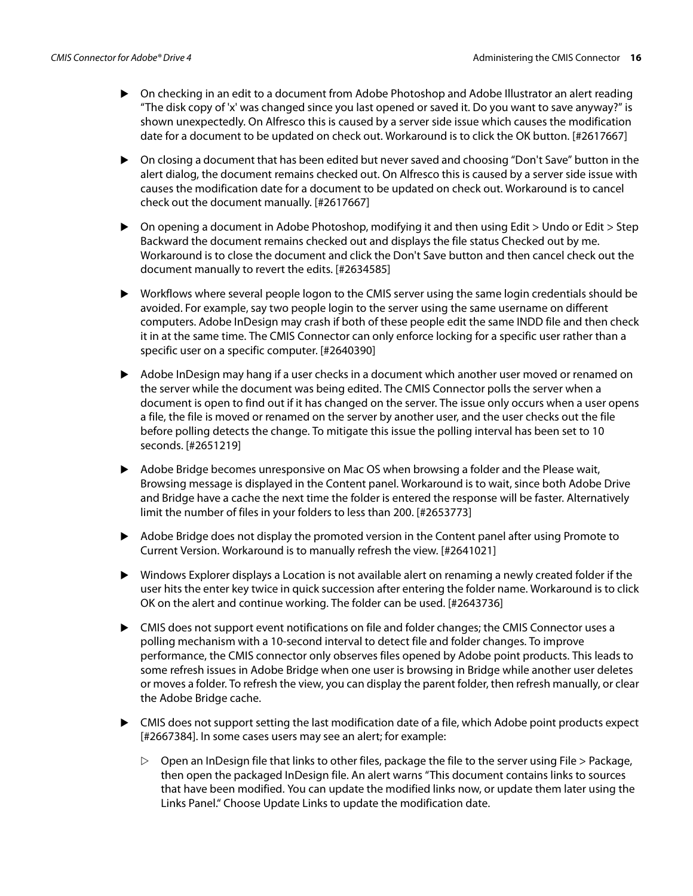- On checking in an edit to a document from Adobe Photoshop and Adobe Illustrator an alert reading “The disk copy of 'x' was changed since you last opened or saved it. Do you want to save anyway?” is shown unexpectedly. On Alfresco this is caused by a server side issue which causes the modification date for a document to be updated on check out. Workaround is to click the OK button. [#2617667]

- On closing a document that has been edited but never saved and choosing “Don't Save” button in the alert dialog, the document remains checked out. On Alfresco this is caused by a server side issue with causes the modification date for a document to be updated on check out. Workaround is to cancel check out the document manually. [#2617667]

- On opening a document in Adobe Photoshop, modifying it and then using Edit > Undo or Edit > Step Backward the document remains checked out and displays the file status Checked out by me. Workaround is to close the document and click the Don't Save button and then cancel check out the document manually to revert the edits. [#2634585]

- Workflows where several people logon to the CMIS server using the same login credentials should be avoided. For example, say two people login to the server using the same username on different computers. Adobe InDesign may crash if both of these people edit the same INDD file and then check it in at the same time. The CMIS Connector can only enforce locking for a specific user rather than a specific user on a specific computer. [#2640390]

- Adobe InDesign may hang if a user checks in a document which another user moved or renamed on the server while the document was being edited. The CMIS Connector polls the server when a document is open to find out if it has changed on the server. The issue only occurs when a user opens a file, the file is moved or renamed on the server by another user, and the user checks out the file before polling detects the change. To mitigate this issue the polling interval has been set to 10 seconds. [#2651219]

- Adobe Bridge becomes unresponsive on Mac OS when browsing a folder and the Please wait, Browsing message is displayed in the Content panel. Workaround is to wait, since both Adobe Drive and Bridge have a cache the next time the folder is entered the response will be faster. Alternatively limit the number of files in your folders to less than 200. [#2653773]

- Adobe Bridge does not display the promoted version in the Content panel after using Promote to Current Version. Workaround is to manually refresh the view. [#2641021]

- Windows Explorer displays a Location is not available alert on renaming a newly created folder if the user hits the enter key twice in quick succession after entering the folder name. Workaround is to click OK on the alert and continue working. The folder can be used. [#2643736]

- CMIS does not support event notifications on file and folder changes; the CMIS Connector uses a polling mechanism with a 10-second interval to detect file and folder changes. To improve performance, the CMIS connector only observes files opened by Adobe point products. This leads to some refresh issues in Adobe Bridge when one user is browsing in Bridge while another user deletes or moves a folder. To refresh the view, you can display the parent folder, then refresh manually, or clear the Adobe Bridge cache.

- CMIS does not support setting the last modification date of a file, which Adobe point products expect [#2667384]. In some cases users may see an alert; for example:
  - Open an InDesign file that links to other files, package the file to the server using File > Package, then open the packaged InDesign file. An alert warns “This document contains links to sources that have been modified. You can update the modified links now, or update them later using the Links Panel.“ Choose Update Links to update the modification date.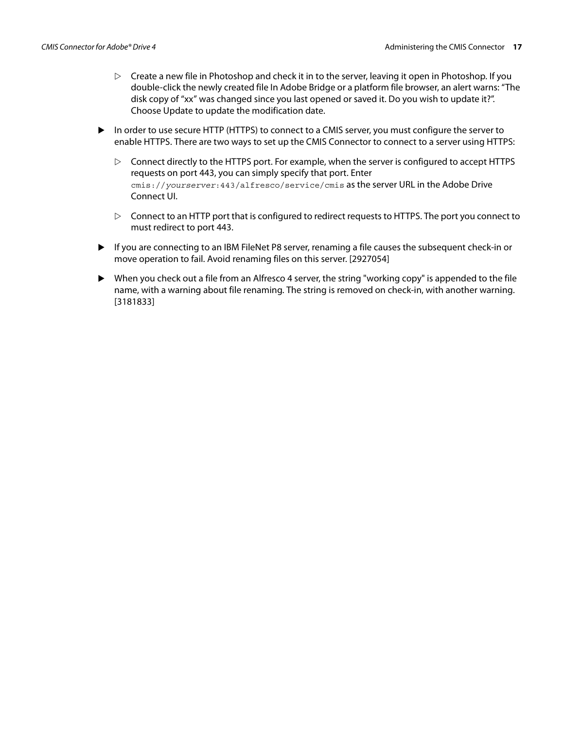- Create a new file in Photoshop and check it in to the server, leaving it open in Photoshop. If you double-click the newly created file In Adobe Bridge or a platform file browser, an alert warns: “The disk copy of “xx” was changed since you last opened or saved it. Do you wish to update it?”. Choose Update to update the modification date.

- In order to use secure HTTP (HTTPS) to connect to a CMIS server, you must configure the server to enable HTTPS. There are two ways to set up the CMIS Connector to connect to a server using HTTPS:

  - Connect directly to the HTTPS port. For example, when the server is configured to accept HTTPS requests on port 443, you can simply specify that port. Enter `cmis://yourserver:443/alfresco/service/cmis` as the server URL in the Adobe Drive Connect UI.

  - Connect to an HTTP port that is configured to redirect requests to HTTPS. The port you connect to must redirect to port 443.

- If you are connecting to an IBM FileNet P8 server, renaming a file causes the subsequent check-in or move operation to fail. Avoid renaming files on this server. [2927054]

- When you check out a file from an Alfresco 4 server, the string "working copy" is appended to the file name, with a warning about file renaming. The string is removed on check-in, with another warning. [3181833]